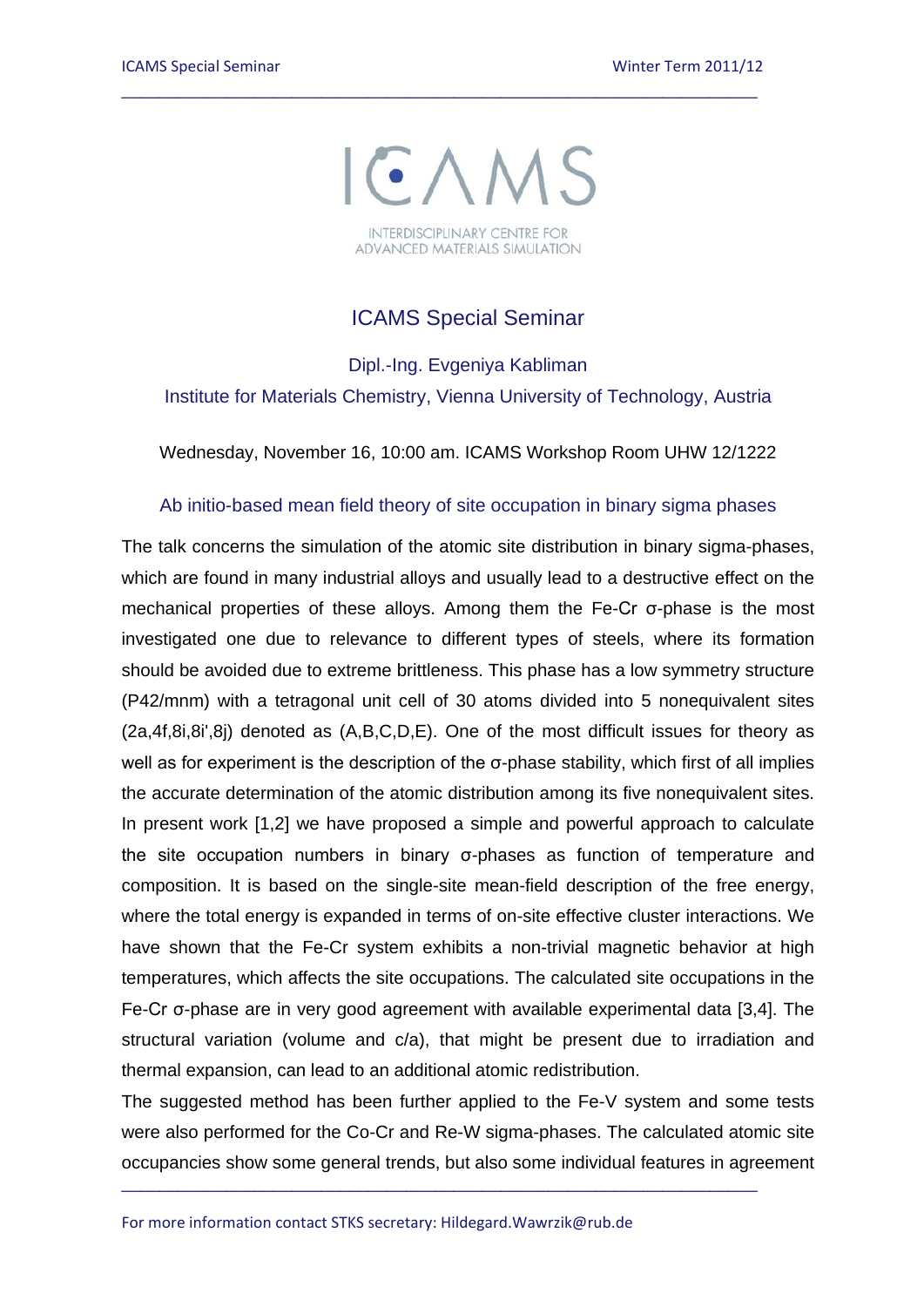ICAMS

INTERDISCIPLINARY CENTRE FOR ADVANCED MATERIALS SIMULATION

# ICAMS Special Seminar

Dipl.-Ing. Evgeniya Kabliman

Institute for Materials Chemistry, Vienna University of Technology, Austria

Wednesday, November 16, 10:00 am. ICAMS Workshop Room UHW 12/1222

## Ab initio-based mean field theory of site occupation in binary sigma phases

The talk concerns the simulation of the atomic site distribution in binary sigma-phases, which are found in many industrial alloys and usually lead to a destructive effect on the mechanical properties of these alloys. Among them the Fe-Cr σ-phase is the most investigated one due to relevance to different types of steels, where its formation should be avoided due to extreme brittleness. This phase has a low symmetry structure (P42/mnm) with a tetragonal unit cell of 30 atoms divided into 5 nonequivalent sites (2a,4f,8i,8i',8j) denoted as (A,B,C,D,E). One of the most difficult issues for theory as well as for experiment is the description of the σ-phase stability, which first of all implies the accurate determination of the atomic distribution among its five nonequivalent sites. In present work [1,2] we have proposed a simple and powerful approach to calculate the site occupation numbers in binary σ-phases as function of temperature and composition. It is based on the single-site mean-field description of the free energy, where the total energy is expanded in terms of on-site effective cluster interactions. We have shown that the Fe-Cr system exhibits a non-trivial magnetic behavior at high temperatures, which affects the site occupations. The calculated site occupations in the Fe-Cr σ-phase are in very good agreement with available experimental data [3,4]. The structural variation (volume and c/a), that might be present due to irradiation and thermal expansion, can lead to an additional atomic redistribution.

The suggested method has been further applied to the Fe-V system and some tests were also performed for the Co-Cr and Re-W sigma-phases. The calculated atomic site occupancies show some general trends, but also some individual features in agreement

For more information contact STKS secretary: Hildegard.Wawrzik@rub.de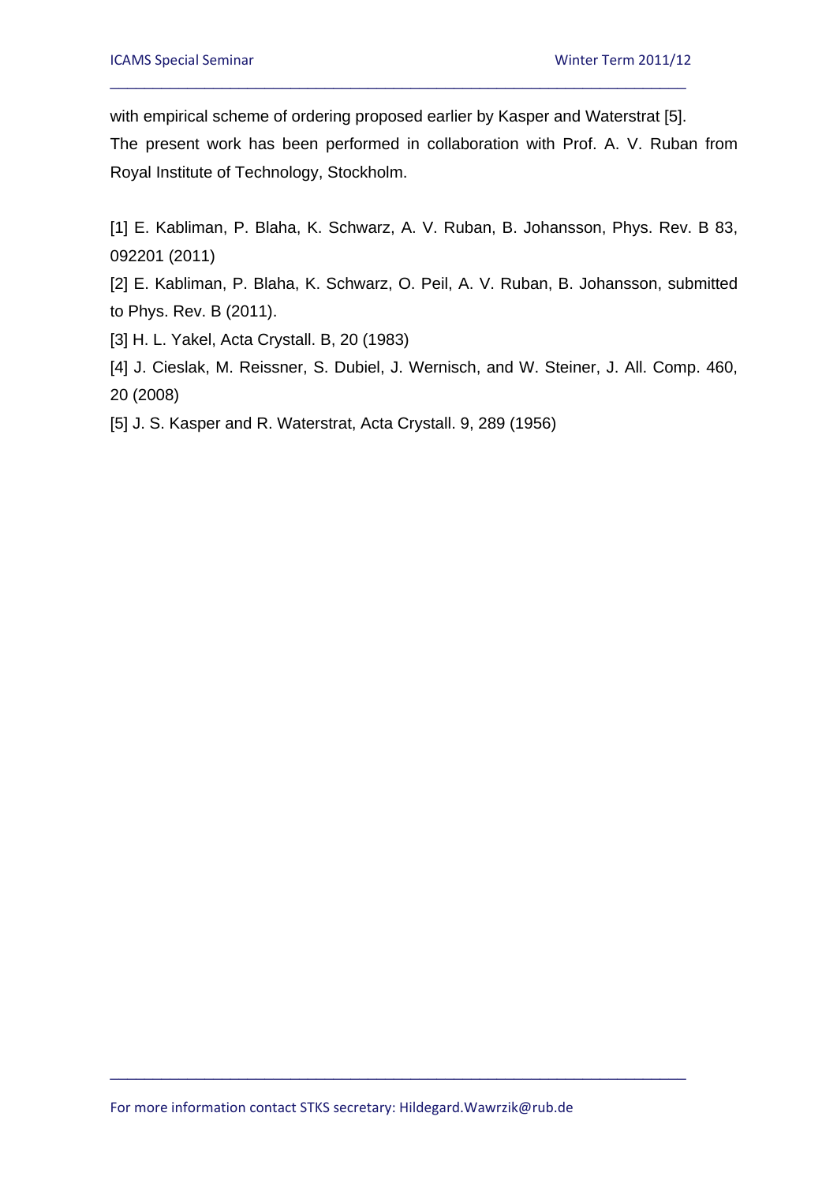with empirical scheme of ordering proposed earlier by Kasper and Waterstrat [5].

The present work has been performed in collaboration with Prof. A. V. Ruban from Royal Institute of Technology, Stockholm.

[1] E. Kabliman, P. Blaha, K. Schwarz, A. V. Ruban, B. Johansson, Phys. Rev. B 83, 092201 (2011)

[2] E. Kabliman, P. Blaha, K. Schwarz, O. Peil, A. V. Ruban, B. Johansson, submitted to Phys. Rev. B (2011).

[3] H. L. Yakel, Acta Crystall. B, 20 (1983)

[4] J. Cieslak, M. Reissner, S. Dubiel, J. Wernisch, and W. Steiner, J. All. Comp. 460, 20 (2008)

[5] J. S. Kasper and R. Waterstrat, Acta Crystall. 9, 289 (1956)